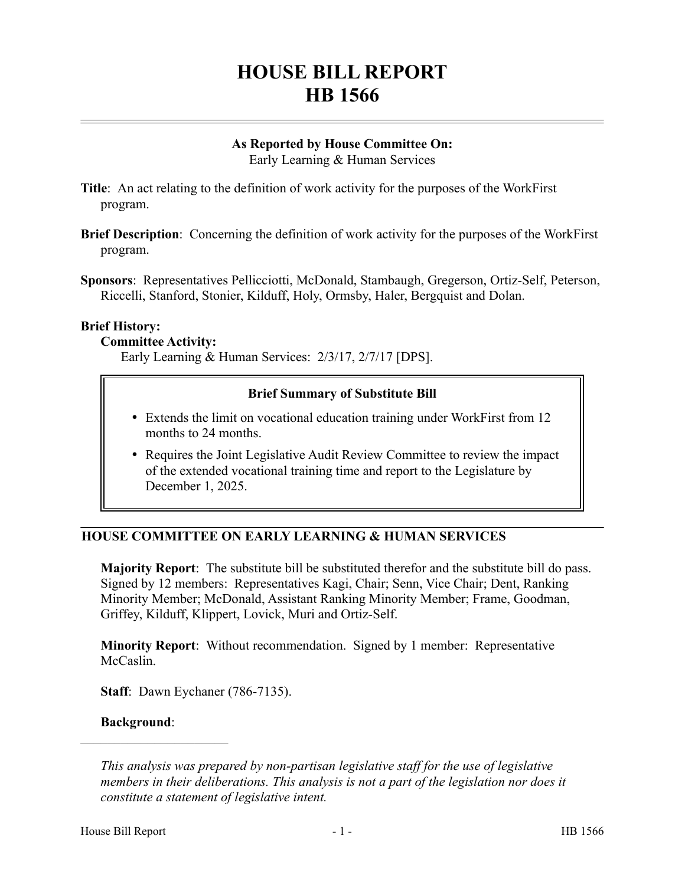# HOUSE BILL REPORT
# HB 1566

**As Reported by House Committee On:**
Early Learning & Human Services

**Title**: An act relating to the definition of work activity for the purposes of the WorkFirst program.

**Brief Description**: Concerning the definition of work activity for the purposes of the WorkFirst program.

**Sponsors**: Representatives Pellicciotti, McDonald, Stambaugh, Gregerson, Ortiz-Self, Peterson, Riccelli, Stanford, Stonier, Kilduff, Holy, Ormsby, Haler, Bergquist and Dolan.

**Brief History:**

**Committee Activity:**

Early Learning & Human Services: 2/3/17, 2/7/17 [DPS].

**Brief Summary of Substitute Bill**

- Extends the limit on vocational education training under WorkFirst from 12 months to 24 months.
- Requires the Joint Legislative Audit Review Committee to review the impact of the extended vocational training time and report to the Legislature by December 1, 2025.

## HOUSE COMMITTEE ON EARLY LEARNING & HUMAN SERVICES

**Majority Report**: The substitute bill be substituted therefor and the substitute bill do pass. Signed by 12 members: Representatives Kagi, Chair; Senn, Vice Chair; Dent, Ranking Minority Member; McDonald, Assistant Ranking Minority Member; Frame, Goodman, Griffey, Kilduff, Klippert, Lovick, Muri and Ortiz-Self.

**Minority Report**: Without recommendation. Signed by 1 member: Representative McCaslin.

**Staff**: Dawn Eychaner (786-7135).

**Background**:

*This analysis was prepared by non-partisan legislative staff for the use of legislative members in their deliberations. This analysis is not a part of the legislation nor does it constitute a statement of legislative intent.*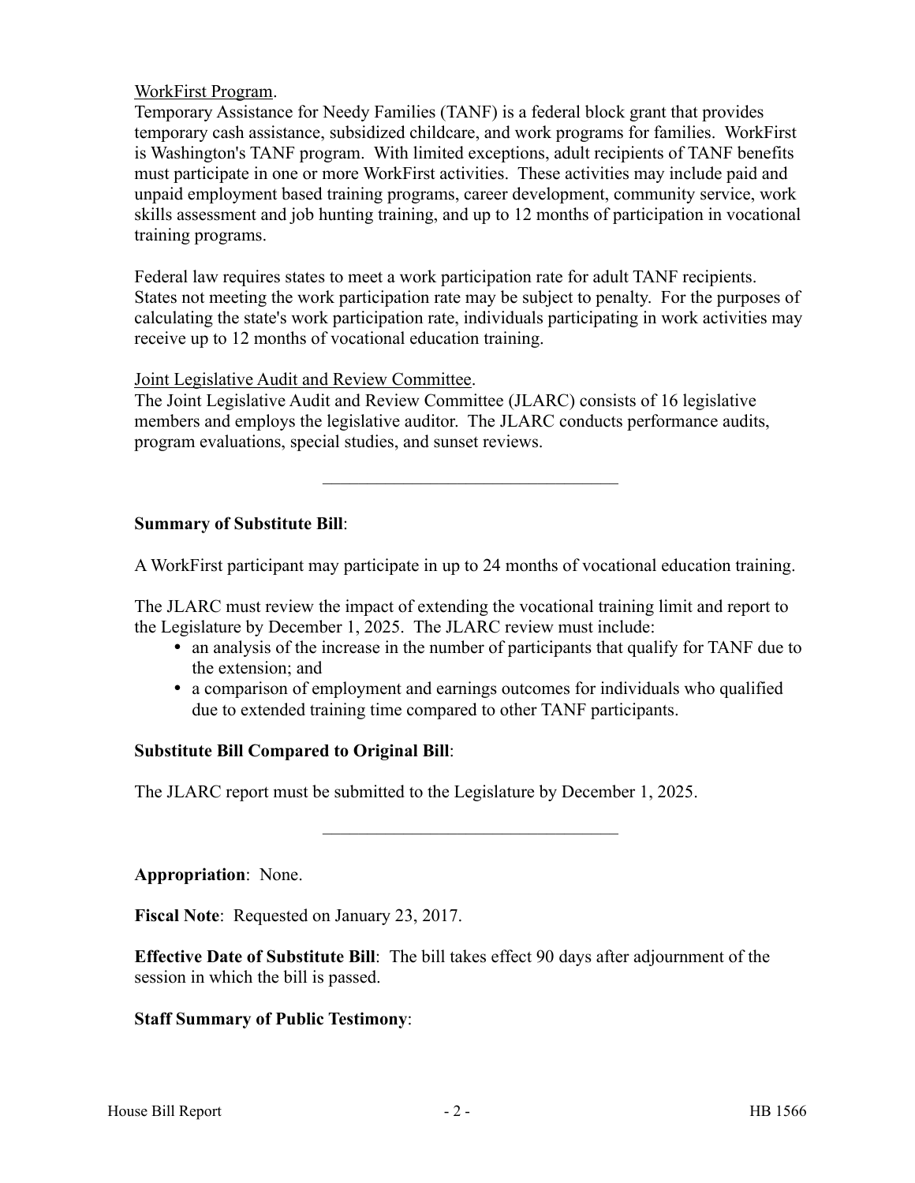WorkFirst Program.
Temporary Assistance for Needy Families (TANF) is a federal block grant that provides temporary cash assistance, subsidized childcare, and work programs for families. WorkFirst is Washington's TANF program. With limited exceptions, adult recipients of TANF benefits must participate in one or more WorkFirst activities. These activities may include paid and unpaid employment based training programs, career development, community service, work skills assessment and job hunting training, and up to 12 months of participation in vocational training programs.

Federal law requires states to meet a work participation rate for adult TANF recipients. States not meeting the work participation rate may be subject to penalty. For the purposes of calculating the state's work participation rate, individuals participating in work activities may receive up to 12 months of vocational education training.

Joint Legislative Audit and Review Committee.
The Joint Legislative Audit and Review Committee (JLARC) consists of 16 legislative members and employs the legislative auditor. The JLARC conducts performance audits, program evaluations, special studies, and sunset reviews.

---

**Summary of Substitute Bill**:

A WorkFirst participant may participate in up to 24 months of vocational education training.

The JLARC must review the impact of extending the vocational training limit and report to the Legislature by December 1, 2025. The JLARC review must include:

- an analysis of the increase in the number of participants that qualify for TANF due to the extension; and
- a comparison of employment and earnings outcomes for individuals who qualified due to extended training time compared to other TANF participants.

**Substitute Bill Compared to Original Bill**:

The JLARC report must be submitted to the Legislature by December 1, 2025.

---

**Appropriation**: None.

**Fiscal Note**: Requested on January 23, 2017.

**Effective Date of Substitute Bill**: The bill takes effect 90 days after adjournment of the session in which the bill is passed.

**Staff Summary of Public Testimony**: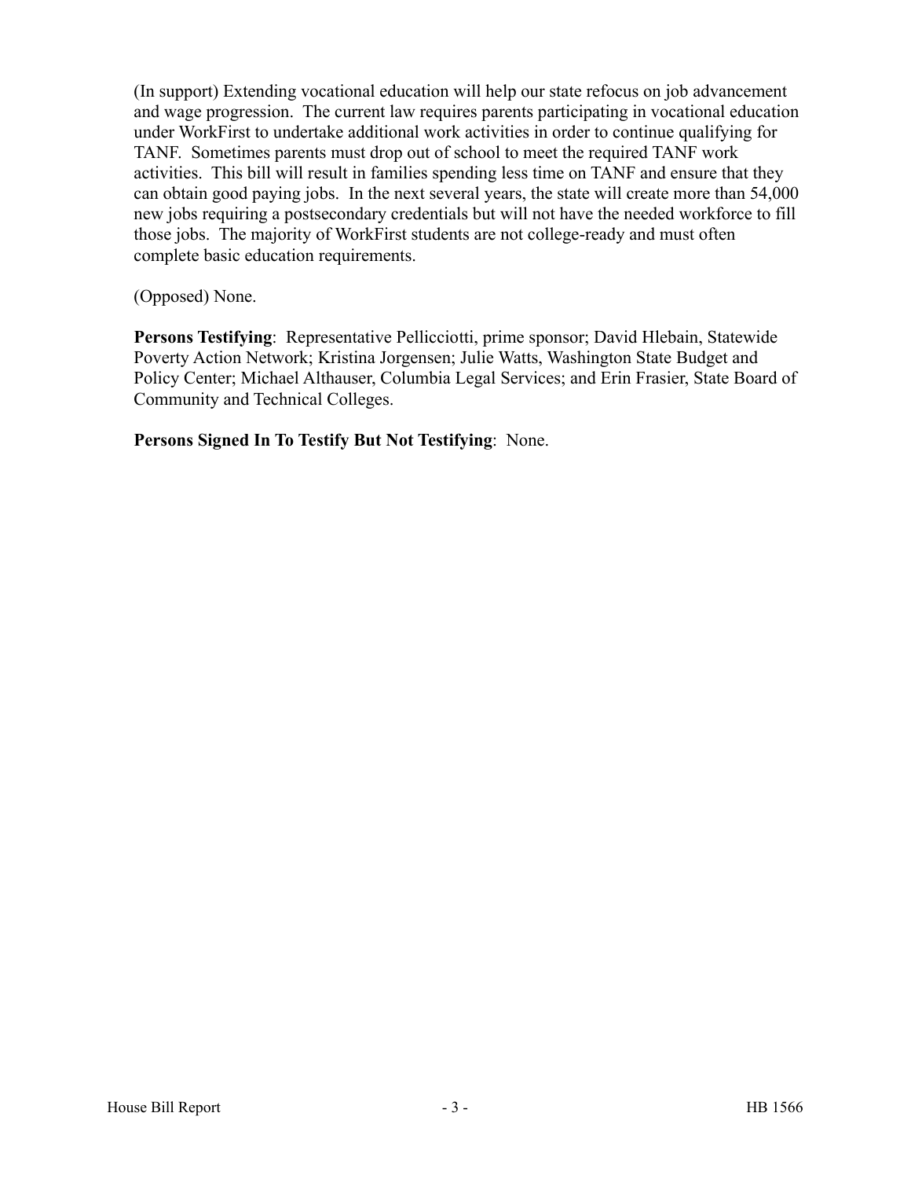(In support) Extending vocational education will help our state refocus on job advancement and wage progression. The current law requires parents participating in vocational education under WorkFirst to undertake additional work activities in order to continue qualifying for TANF. Sometimes parents must drop out of school to meet the required TANF work activities. This bill will result in families spending less time on TANF and ensure that they can obtain good paying jobs. In the next several years, the state will create more than 54,000 new jobs requiring a postsecondary credentials but will not have the needed workforce to fill those jobs. The majority of WorkFirst students are not college-ready and must often complete basic education requirements.

(Opposed) None.

**Persons Testifying**: Representative Pellicciotti, prime sponsor; David Hlebain, Statewide Poverty Action Network; Kristina Jorgensen; Julie Watts, Washington State Budget and Policy Center; Michael Althauser, Columbia Legal Services; and Erin Frasier, State Board of Community and Technical Colleges.

**Persons Signed In To Testify But Not Testifying**: None.